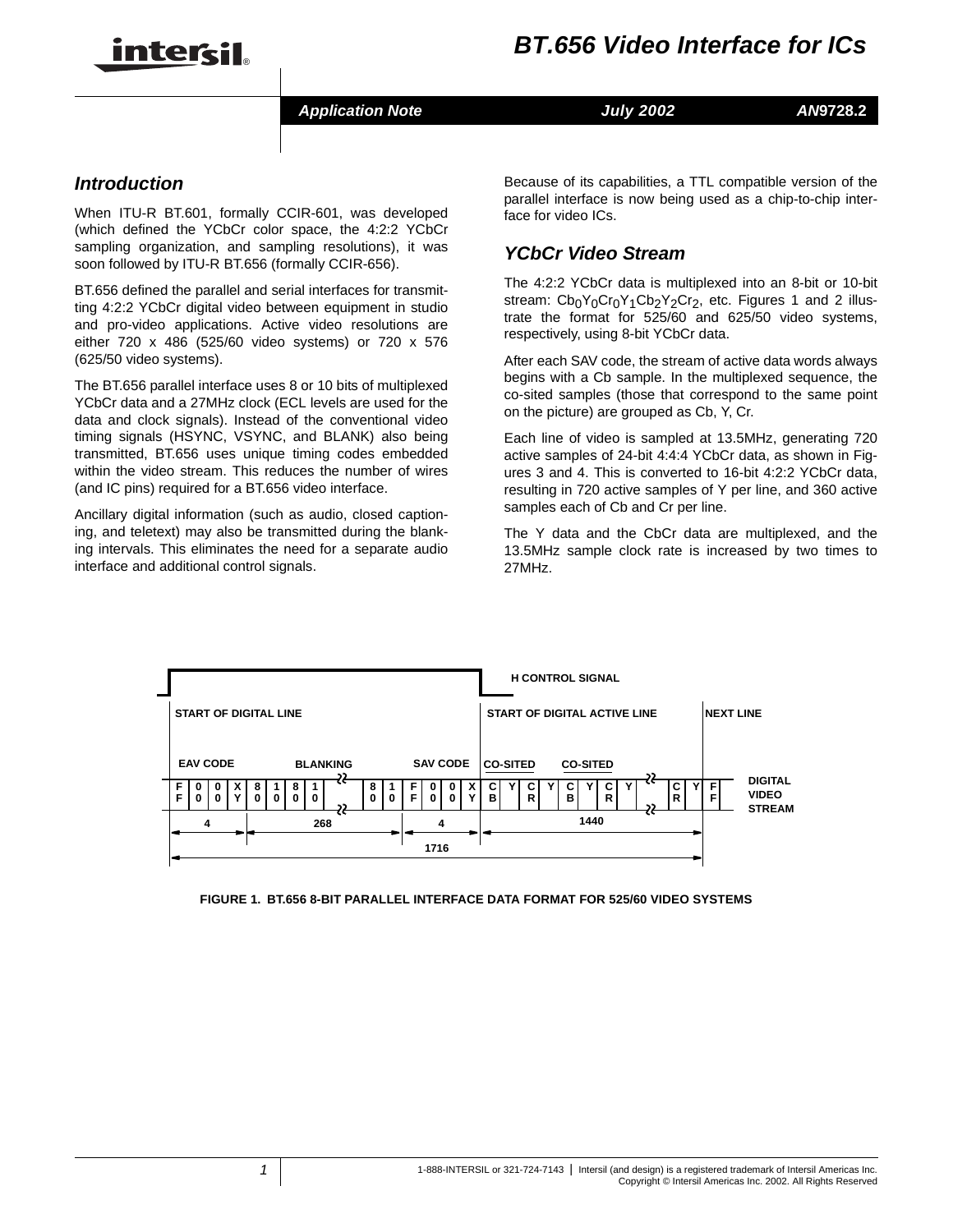# BT.656 Video Interface for ICs

*Application Note* | *July 2002* | *AN9728.2*

## Introduction

When ITU-R BT.601, formally CCIR-601, was developed (which defined the YCbCr color space, the 4:2:2 YCbCr sampling organization, and sampling resolutions), it was soon followed by ITU-R BT.656 (formally CCIR-656).

BT.656 defined the parallel and serial interfaces for transmitting 4:2:2 YCbCr digital video between equipment in studio and pro-video applications. Active video resolutions are either 720 x 486 (525/60 video systems) or 720 x 576 (625/50 video systems).

The BT.656 parallel interface uses 8 or 10 bits of multiplexed YCbCr data and a 27MHz clock (ECL levels are used for the data and clock signals). Instead of the conventional video timing signals (HSYNC, VSYNC, and BLANK) also being transmitted, BT.656 uses unique timing codes embedded within the video stream. This reduces the number of wires (and IC pins) required for a BT.656 video interface.

Ancillary digital information (such as audio, closed captioning, and teletext) may also be transmitted during the blanking intervals. This eliminates the need for a separate audio interface and additional control signals.

Because of its capabilities, a TTL compatible version of the parallel interface is now being used as a chip-to-chip interface for video ICs.

## YCbCr Video Stream

The 4:2:2 YCbCr data is multiplexed into an 8-bit or 10-bit stream: $Cb_0Y_0Cr_0Y_1Cb_2Y_2Cr_2$, etc. Figures 1 and 2 illustrate the format for 525/60 and 625/50 video systems, respectively, using 8-bit YCbCr data.

After each SAV code, the stream of active data words always begins with a Cb sample. In the multiplexed sequence, the co-sited samples (those that correspond to the same point on the picture) are grouped as Cb, Y, Cr.

Each line of video is sampled at 13.5MHz, generating 720 active samples of 24-bit 4:4:4 YCbCr data, as shown in Figures 3 and 4. This is converted to 16-bit 4:2:2 YCbCr data, resulting in 720 active samples of Y per line, and 360 active samples each of Cb and Cr per line.

The Y data and the CbCr data are multiplexed, and the 13.5MHz sample clock rate is increased by two times to 27MHz.

H CONTROL SIGNAL

START OF DIGITAL LINE | START OF DIGITAL ACTIVE LINE | NEXT LINE

| EAV CODE | | | | BLANKING | | | | | | SAV CODE | | | | CO-SITED | | | CO-SITED | | | | | | | | DIGITAL VIDEO STREAM |
|---|---|---|---|---|---|---|---|---|---|---|---|---|---|---|---|---|---|---|---|---|---|---|---|---|---|
| FF | 00 | 00 | XY | 80 | 10 | 80 | 10 | ... | 80 | 10 | FF | 00 | 00 | XY | CB | Y | CR | Y | CB | Y | CR | Y | ... | CR | Y | FF |

4 | 268 | 4 | 1440

1716

FIGURE 1. BT.656 8-BIT PARALLEL INTERFACE DATA FORMAT FOR 525/60 VIDEO SYSTEMS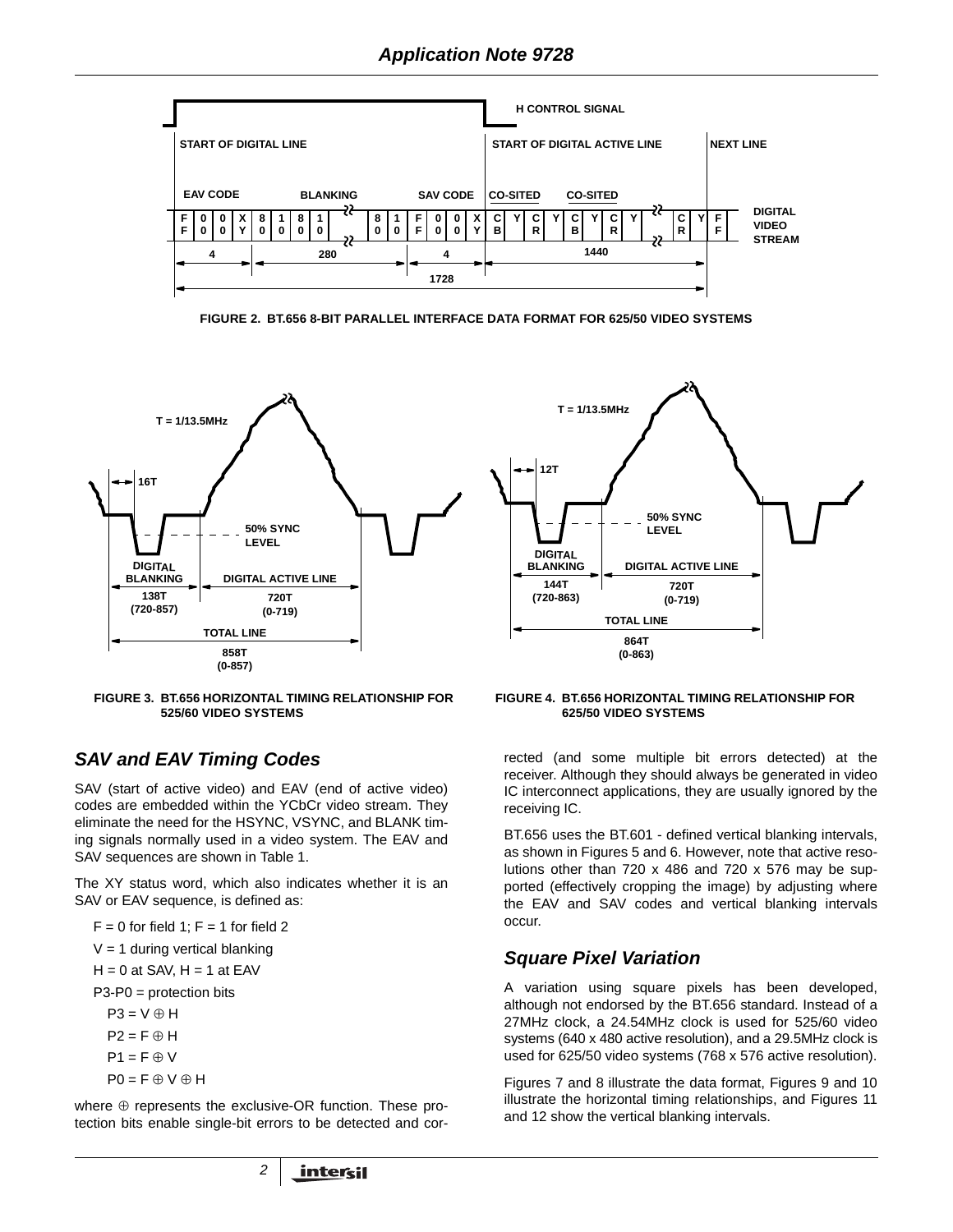FIGURE 2. BT.656 8-BIT PARALLEL INTERFACE DATA FORMAT FOR 625/50 VIDEO SYSTEMS

FIGURE 3. BT.656 HORIZONTAL TIMING RELATIONSHIP FOR 525/60 VIDEO SYSTEMS

FIGURE 4. BT.656 HORIZONTAL TIMING RELATIONSHIP FOR 625/50 VIDEO SYSTEMS

## SAV and EAV Timing Codes

SAV (start of active video) and EAV (end of active video) codes are embedded within the YCbCr video stream. They eliminate the need for the HSYNC, VSYNC, and BLANK timing signals normally used in a video system. The EAV and SAV sequences are shown in Table 1.

The XY status word, which also indicates whether it is an SAV or EAV sequence, is defined as:

F = 0 for field 1; F = 1 for field 2

V = 1 during vertical blanking

H = 0 at SAV, H = 1 at EAV

P3-P0 = protection bits

$P3 = V \oplus H$

$P2 = F \oplus H$

$P1 = F \oplus V$

$P0 = F \oplus V \oplus H$

where $\oplus$ represents the exclusive-OR function. These protection bits enable single-bit errors to be detected and corrected (and some multiple bit errors detected) at the receiver. Although they should always be generated in video IC interconnect applications, they are usually ignored by the receiving IC.

BT.656 uses the BT.601 - defined vertical blanking intervals, as shown in Figures 5 and 6. However, note that active resolutions other than 720 x 486 and 720 x 576 may be supported (effectively cropping the image) by adjusting where the EAV and SAV codes and vertical blanking intervals occur.

## Square Pixel Variation

A variation using square pixels has been developed, although not endorsed by the BT.656 standard. Instead of a 27MHz clock, a 24.54MHz clock is used for 525/60 video systems (640 x 480 active resolution), and a 29.5MHz clock is used for 625/50 video systems (768 x 576 active resolution).

Figures 7 and 8 illustrate the data format, Figures 9 and 10 illustrate the horizontal timing relationships, and Figures 11 and 12 show the vertical blanking intervals.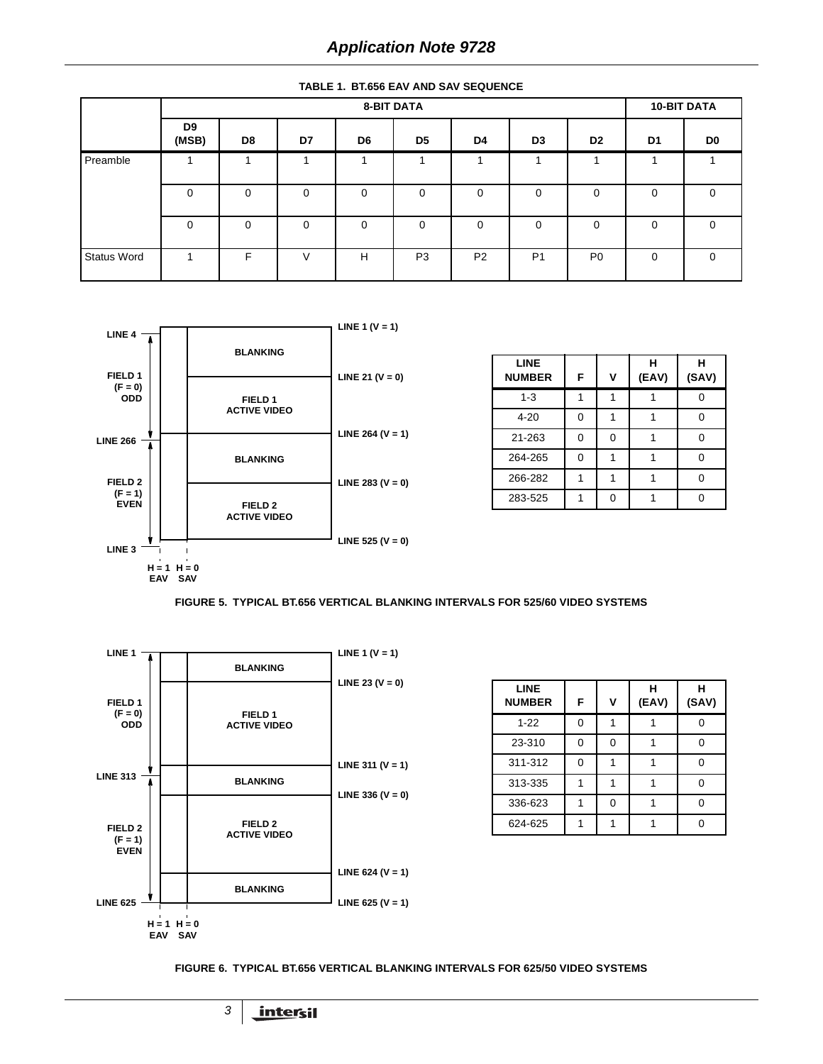**TABLE 1. BT.656 EAV AND SAV SEQUENCE**

| | 8-BIT DATA | | | | | | | | 10-BIT DATA | |
|---|---|---|---|---|---|---|---|---|---|---|
| | D9 (MSB) | D8 | D7 | D6 | D5 | D4 | D3 | D2 | D1 | D0 |
| Preamble | 1 | 1 | 1 | 1 | 1 | 1 | 1 | 1 | 1 | 1 |
| | 0 | 0 | 0 | 0 | 0 | 0 | 0 | 0 | 0 | 0 |
| | 0 | 0 | 0 | 0 | 0 | 0 | 0 | 0 | 0 | 0 |
| Status Word | 1 | F | V | H | P3 | P2 | P1 | P0 | 0 | 0 |

LINE 4 — FIELD 1 (F = 0) ODD — LINE 266 — FIELD 2 (F = 1) EVEN — LINE 3

BLANKING — LINE 1 (V = 1)
FIELD 1 ACTIVE VIDEO — LINE 21 (V = 0)
BLANKING — LINE 264 (V = 1)
FIELD 2 ACTIVE VIDEO — LINE 283 (V = 0)
LINE 525 (V = 0)

H = 1 EAV, H = 0 SAV

| LINE NUMBER | F | V | H (EAV) | H (SAV) |
|---|---|---|---|---|
| 1-3 | 1 | 1 | 1 | 0 |
| 4-20 | 0 | 1 | 1 | 0 |
| 21-263 | 0 | 0 | 1 | 0 |
| 264-265 | 0 | 1 | 1 | 0 |
| 266-282 | 1 | 1 | 1 | 0 |
| 283-525 | 1 | 0 | 1 | 0 |

**FIGURE 5. TYPICAL BT.656 VERTICAL BLANKING INTERVALS FOR 525/60 VIDEO SYSTEMS**

LINE 1 — FIELD 1 (F = 0) ODD — LINE 313 — FIELD 2 (F = 1) EVEN — LINE 625

BLANKING — LINE 1 (V = 1)
FIELD 1 ACTIVE VIDEO — LINE 23 (V = 0)
BLANKING — LINE 311 (V = 1)
FIELD 2 ACTIVE VIDEO — LINE 336 (V = 0)
BLANKING — LINE 624 (V = 1)
LINE 625 (V = 1)

H = 1 EAV, H = 0 SAV

| LINE NUMBER | F | V | H (EAV) | H (SAV) |
|---|---|---|---|---|
| 1-22 | 0 | 1 | 1 | 0 |
| 23-310 | 0 | 0 | 1 | 0 |
| 311-312 | 0 | 1 | 1 | 0 |
| 313-335 | 1 | 1 | 1 | 0 |
| 336-623 | 1 | 0 | 1 | 0 |
| 624-625 | 1 | 1 | 1 | 0 |

**FIGURE 6. TYPICAL BT.656 VERTICAL BLANKING INTERVALS FOR 625/50 VIDEO SYSTEMS**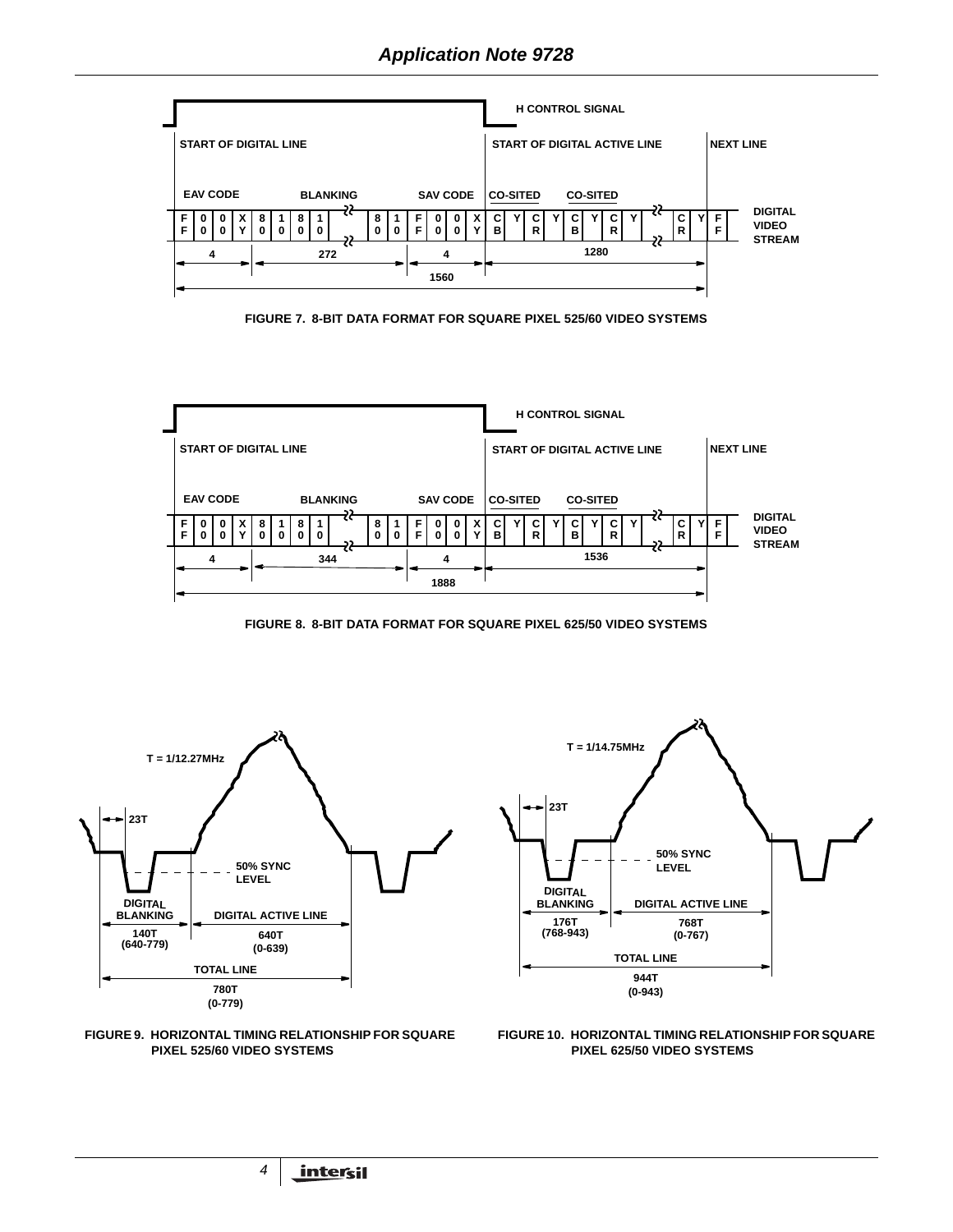**H CONTROL SIGNAL**

| START OF DIGITAL LINE | | | | | | | | | | | | | | | | | | START OF DIGITAL ACTIVE LINE | | | | | | | | | | | NEXT LINE |
|---|---|---|---|---|---|---|---|---|---|---|---|---|---|---|---|---|---|---|---|---|---|---|---|---|---|---|---|---|---|
| EAV CODE | | | | | | BLANKING | | | | | | SAV CODE | | | | | | CO-SITED | | | | CO-SITED | | | | | | | |
| FF | 00 | 00 | XY | 80 | 10 | 80 | 10 | ... | 80 | 10 | FF | 00 | 00 | XY | CB | Y | CR | Y | CB | Y | CR | Y | ... | CR | Y | FF | DIGITAL VIDEO STREAM |

4 | 272 | 4 | 1280

1560

FIGURE 7. 8-BIT DATA FORMAT FOR SQUARE PIXEL 525/60 VIDEO SYSTEMS

**H CONTROL SIGNAL**

| START OF DIGITAL LINE | | | | | | | | | | | | | | | | | | START OF DIGITAL ACTIVE LINE | | | | | | | | | | | NEXT LINE |
|---|---|---|---|---|---|---|---|---|---|---|---|---|---|---|---|---|---|---|---|---|---|---|---|---|---|---|---|---|---|
| EAV CODE | | | | | | BLANKING | | | | | | SAV CODE | | | | | | CO-SITED | | | | CO-SITED | | | | | | | |
| FF | 00 | 00 | XY | 80 | 10 | 80 | 10 | ... | 80 | 10 | FF | 00 | 00 | XY | CB | Y | CR | Y | CB | Y | CR | Y | ... | CR | Y | FF | DIGITAL VIDEO STREAM |

4 | 344 | 4 | 1536

1888

FIGURE 8. 8-BIT DATA FORMAT FOR SQUARE PIXEL 625/50 VIDEO SYSTEMS

T = 1/12.27MHz

23T

50% SYNC LEVEL

DIGITAL BLANKING 140T (640-779)

DIGITAL ACTIVE LINE 640T (0-639)

TOTAL LINE 780T (0-779)

FIGURE 9. HORIZONTAL TIMING RELATIONSHIP FOR SQUARE PIXEL 525/60 VIDEO SYSTEMS

T = 1/14.75MHz

23T

50% SYNC LEVEL

DIGITAL BLANKING 176T (768-943)

DIGITAL ACTIVE LINE 768T (0-767)

TOTAL LINE 944T (0-943)

FIGURE 10. HORIZONTAL TIMING RELATIONSHIP FOR SQUARE PIXEL 625/50 VIDEO SYSTEMS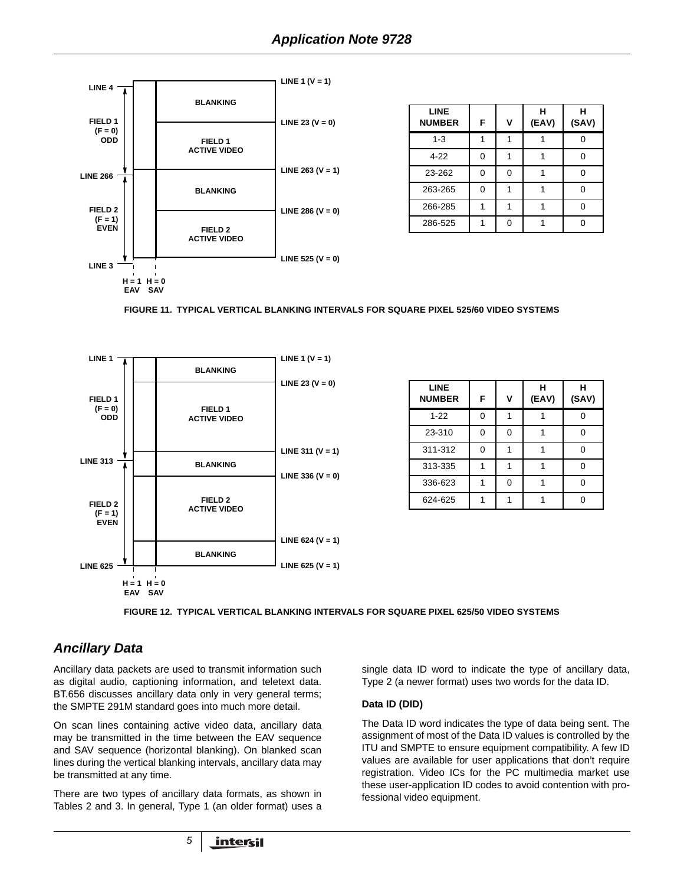| LINE NUMBER | F | V | H (EAV) | H (SAV) |
|---|---|---|---|---|
| 1-3 | 1 | 1 | 1 | 0 |
| 4-22 | 0 | 1 | 1 | 0 |
| 23-262 | 0 | 0 | 1 | 0 |
| 263-265 | 0 | 1 | 1 | 0 |
| 266-285 | 1 | 1 | 1 | 0 |
| 286-525 | 1 | 0 | 1 | 0 |

FIGURE 11. TYPICAL VERTICAL BLANKING INTERVALS FOR SQUARE PIXEL 525/60 VIDEO SYSTEMS

| LINE NUMBER | F | V | H (EAV) | H (SAV) |
|---|---|---|---|---|
| 1-22 | 0 | 1 | 1 | 0 |
| 23-310 | 0 | 0 | 1 | 0 |
| 311-312 | 0 | 1 | 1 | 0 |
| 313-335 | 1 | 1 | 1 | 0 |
| 336-623 | 1 | 0 | 1 | 0 |
| 624-625 | 1 | 1 | 1 | 0 |

FIGURE 12. TYPICAL VERTICAL BLANKING INTERVALS FOR SQUARE PIXEL 625/50 VIDEO SYSTEMS

## *Ancillary Data*

Ancillary data packets are used to transmit information such as digital audio, captioning information, and teletext data. BT.656 discusses ancillary data only in very general terms; the SMPTE 291M standard goes into much more detail.

On scan lines containing active video data, ancillary data may be transmitted in the time between the EAV sequence and SAV sequence (horizontal blanking). On blanked scan lines during the vertical blanking intervals, ancillary data may be transmitted at any time.

There are two types of ancillary data formats, as shown in Tables 2 and 3. In general, Type 1 (an older format) uses a single data ID word to indicate the type of ancillary data, Type 2 (a newer format) uses two words for the data ID.

**Data ID (DID)**

The Data ID word indicates the type of data being sent. The assignment of most of the Data ID values is controlled by the ITU and SMPTE to ensure equipment compatibility. A few ID values are available for user applications that don't require registration. Video ICs for the PC multimedia market use these user-application ID codes to avoid contention with professional video equipment.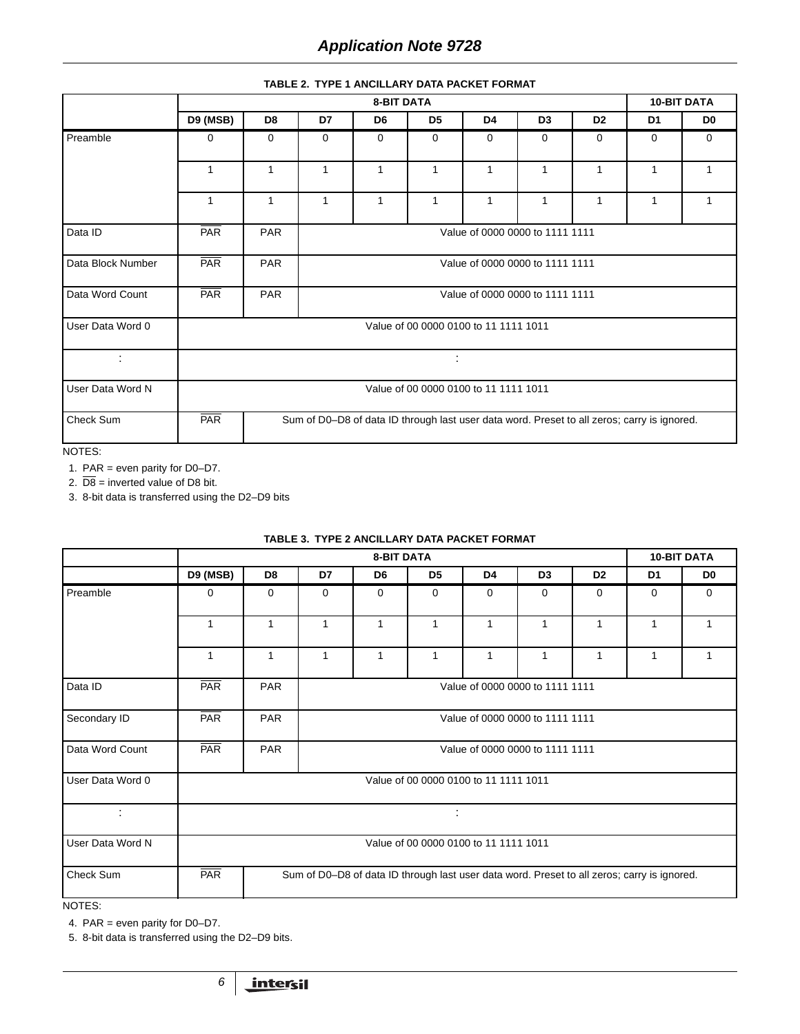**TABLE 2. TYPE 1 ANCILLARY DATA PACKET FORMAT**

| | 8-BIT DATA | | | | | | | | 10-BIT DATA | |
|---|---|---|---|---|---|---|---|---|---|---|
| | D9 (MSB) | D8 | D7 | D6 | D5 | D4 | D3 | D2 | D1 | D0 |
| Preamble | 0 | 0 | 0 | 0 | 0 | 0 | 0 | 0 | 0 | 0 |
| | 1 | 1 | 1 | 1 | 1 | 1 | 1 | 1 | 1 | 1 |
| | 1 | 1 | 1 | 1 | 1 | 1 | 1 | 1 | 1 | 1 |
| Data ID | $\overline{PAR}$ | PAR | Value of 0000 0000 to 1111 1111 | | | | | | | |
| Data Block Number | $\overline{PAR}$ | PAR | Value of 0000 0000 to 1111 1111 | | | | | | | |
| Data Word Count | $\overline{PAR}$ | PAR | Value of 0000 0000 to 1111 1111 | | | | | | | |
| User Data Word 0 | Value of 00 0000 0100 to 11 1111 1011 | | | | | | | | | |
| : | : | | | | | | | | | |
| User Data Word N | Value of 00 0000 0100 to 11 1111 1011 | | | | | | | | | |
| Check Sum | $\overline{PAR}$ | Sum of D0–D8 of data ID through last user data word. Preset to all zeros; carry is ignored. | | | | | | | | |

NOTES:

1. PAR = even parity for D0–D7.
2. $\overline{D8}$ = inverted value of D8 bit.
3. 8-bit data is transferred using the D2–D9 bits

**TABLE 3. TYPE 2 ANCILLARY DATA PACKET FORMAT**

| | 8-BIT DATA | | | | | | | | 10-BIT DATA | |
|---|---|---|---|---|---|---|---|---|---|---|
| | D9 (MSB) | D8 | D7 | D6 | D5 | D4 | D3 | D2 | D1 | D0 |
| Preamble | 0 | 0 | 0 | 0 | 0 | 0 | 0 | 0 | 0 | 0 |
| | 1 | 1 | 1 | 1 | 1 | 1 | 1 | 1 | 1 | 1 |
| | 1 | 1 | 1 | 1 | 1 | 1 | 1 | 1 | 1 | 1 |
| Data ID | $\overline{PAR}$ | PAR | Value of 0000 0000 to 1111 1111 | | | | | | | |
| Secondary ID | $\overline{PAR}$ | PAR | Value of 0000 0000 to 1111 1111 | | | | | | | |
| Data Word Count | $\overline{PAR}$ | PAR | Value of 0000 0000 to 1111 1111 | | | | | | | |
| User Data Word 0 | Value of 00 0000 0100 to 11 1111 1011 | | | | | | | | | |
| : | : | | | | | | | | | |
| User Data Word N | Value of 00 0000 0100 to 11 1111 1011 | | | | | | | | | |
| Check Sum | $\overline{PAR}$ | Sum of D0–D8 of data ID through last user data word. Preset to all zeros; carry is ignored. | | | | | | | | |

NOTES:

4. PAR = even parity for D0–D7.
5. 8-bit data is transferred using the D2–D9 bits.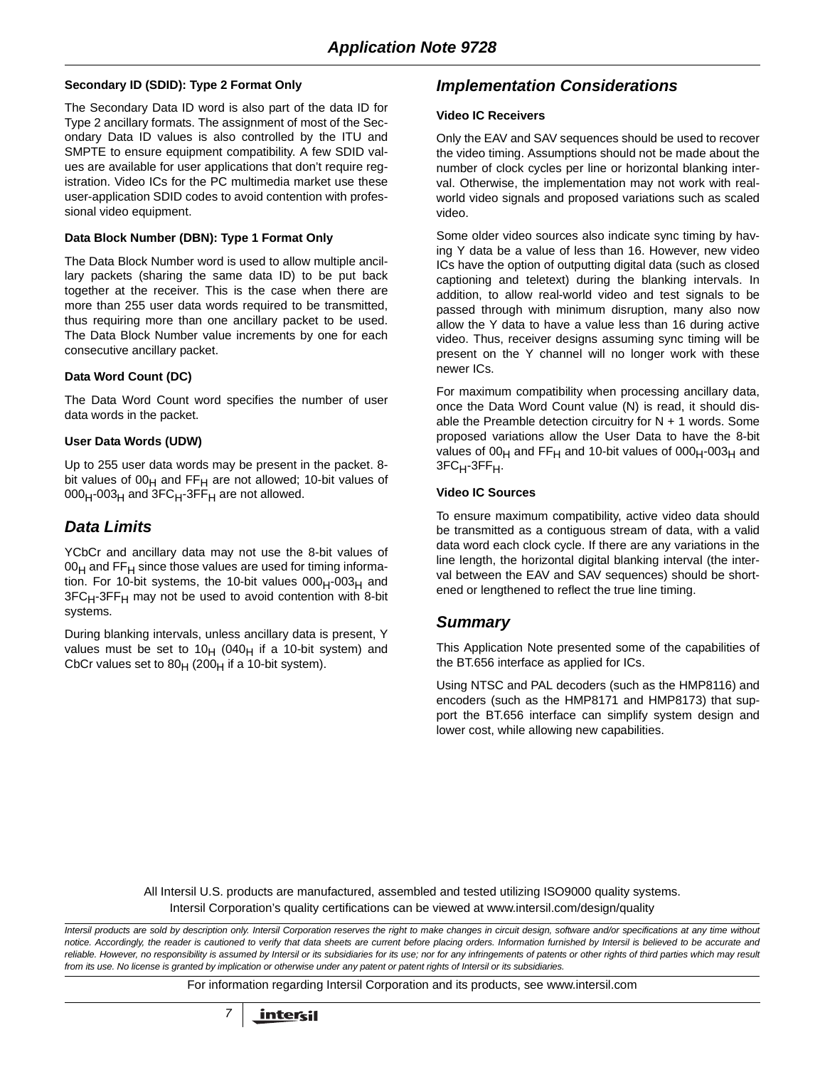#### Secondary ID (SDID): Type 2 Format Only

The Secondary Data ID word is also part of the data ID for Type 2 ancillary formats. The assignment of most of the Secondary Data ID values is also controlled by the ITU and SMPTE to ensure equipment compatibility. A few SDID values are available for user applications that don't require registration. Video ICs for the PC multimedia market use these user-application SDID codes to avoid contention with professional video equipment.

#### Data Block Number (DBN): Type 1 Format Only

The Data Block Number word is used to allow multiple ancillary packets (sharing the same data ID) to be put back together at the receiver. This is the case when there are more than 255 user data words required to be transmitted, thus requiring more than one ancillary packet to be used. The Data Block Number value increments by one for each consecutive ancillary packet.

#### Data Word Count (DC)

The Data Word Count word specifies the number of user data words in the packet.

#### User Data Words (UDW)

Up to 255 user data words may be present in the packet. 8-bit values of $00_H$ and $FF_H$ are not allowed; 10-bit values of $000_H$-$003_H$ and $3FC_H$-$3FF_H$ are not allowed.

## Data Limits

YCbCr and ancillary data may not use the 8-bit values of $00_H$ and $FF_H$ since those values are used for timing information. For 10-bit systems, the 10-bit values $000_H$-$003_H$ and $3FC_H$-$3FF_H$ may not be used to avoid contention with 8-bit systems.

During blanking intervals, unless ancillary data is present, Y values must be set to $10_H$ ($040_H$ if a 10-bit system) and CbCr values set to $80_H$ ($200_H$ if a 10-bit system).

## Implementation Considerations

#### Video IC Receivers

Only the EAV and SAV sequences should be used to recover the video timing. Assumptions should not be made about the number of clock cycles per line or horizontal blanking interval. Otherwise, the implementation may not work with real-world video signals and proposed variations such as scaled video.

Some older video sources also indicate sync timing by having Y data be a value of less than 16. However, new video ICs have the option of outputting digital data (such as closed captioning and teletext) during the blanking intervals. In addition, to allow real-world video and test signals to be passed through with minimum disruption, many also now allow the Y data to have a value less than 16 during active video. Thus, receiver designs assuming sync timing will be present on the Y channel will no longer work with these newer ICs.

For maximum compatibility when processing ancillary data, once the Data Word Count value (N) is read, it should disable the Preamble detection circuitry for N + 1 words. Some proposed variations allow the User Data to have the 8-bit values of $00_H$ and $FF_H$ and 10-bit values of $000_H$-$003_H$ and $3FC_H$-$3FF_H$.

#### Video IC Sources

To ensure maximum compatibility, active video data should be transmitted as a contiguous stream of data, with a valid data word each clock cycle. If there are any variations in the line length, the horizontal digital blanking interval (the interval between the EAV and SAV sequences) should be shortened or lengthened to reflect the true line timing.

## Summary

This Application Note presented some of the capabilities of the BT.656 interface as applied for ICs.

Using NTSC and PAL decoders (such as the HMP8116) and encoders (such as the HMP8171 and HMP8173) that support the BT.656 interface can simplify system design and lower cost, while allowing new capabilities.

All Intersil U.S. products are manufactured, assembled and tested utilizing ISO9000 quality systems.
Intersil Corporation's quality certifications can be viewed at www.intersil.com/design/quality

*Intersil products are sold by description only. Intersil Corporation reserves the right to make changes in circuit design, software and/or specifications at any time without notice. Accordingly, the reader is cautioned to verify that data sheets are current before placing orders. Information furnished by Intersil is believed to be accurate and reliable. However, no responsibility is assumed by Intersil or its subsidiaries for its use; nor for any infringements of patents or other rights of third parties which may result from its use. No license is granted by implication or otherwise under any patent or patent rights of Intersil or its subsidiaries.*

For information regarding Intersil Corporation and its products, see www.intersil.com